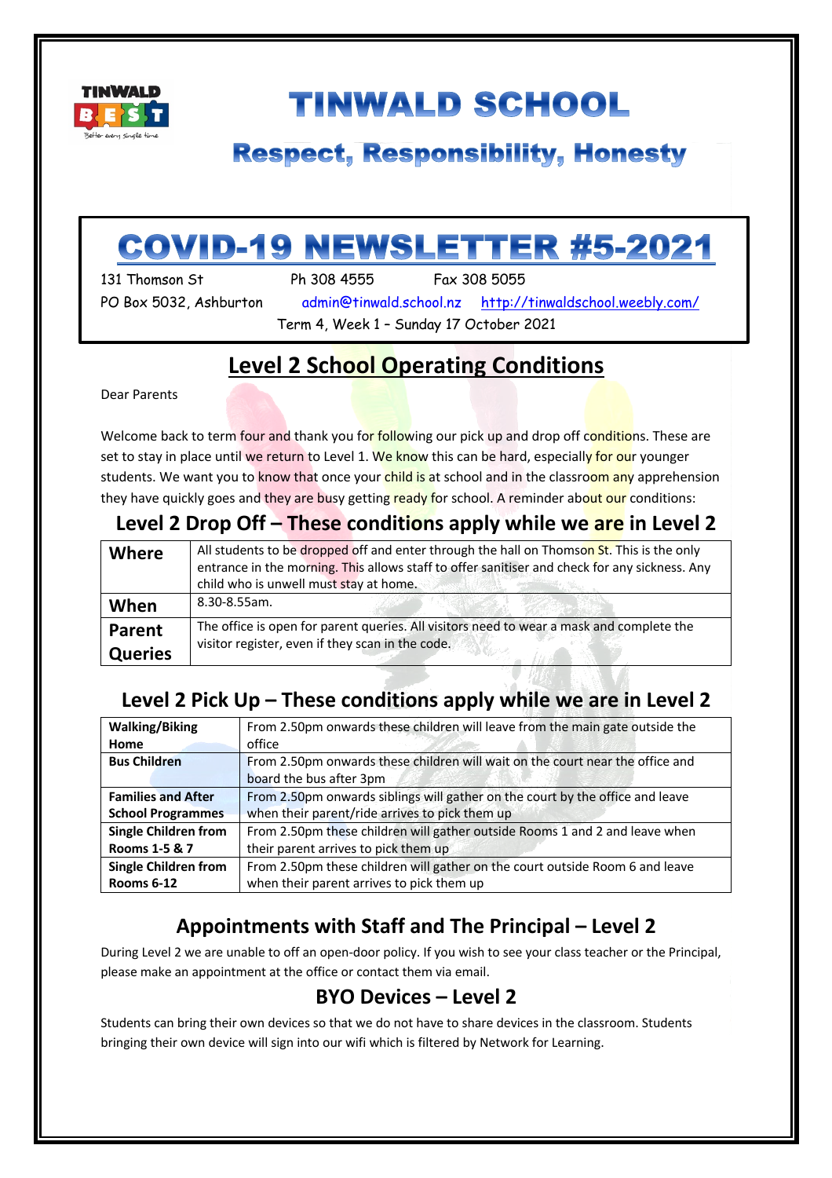# TINWALD SCHOOL

## Respect, Responsibility, Honesty

# COVID-19 NEWSLETTER #5-2021

131 Thomson St    Ph 308 4555    Fax 308 5055

PO Box 5032, Ashburton    admin@tinwald.school.nz    http://tinwaldschool.weebly.com/

Term 4, Week 1 – Sunday 17 October 2021

## Level 2 School Operating Conditions

Dear Parents

Welcome back to term four and thank you for following our pick up and drop off conditions. These are set to stay in place until we return to Level 1. We know this can be hard, especially for our younger students. We want you to know that once your child is at school and in the classroom any apprehension they have quickly goes and they are busy getting ready for school. A reminder about our conditions:

### Level 2 Drop Off – These conditions apply while we are in Level 2

| | |
|---|---|
| **Where** | All students to be dropped off and enter through the hall on Thomson St. This is the only entrance in the morning. This allows staff to offer sanitiser and check for any sickness. Any child who is unwell must stay at home. |
| **When** | 8.30-8.55am. |
| **Parent Queries** | The office is open for parent queries. All visitors need to wear a mask and complete the visitor register, even if they scan in the code. |

### Level 2 Pick Up – These conditions apply while we are in Level 2

| | |
|---|---|
| **Walking/Biking Home** | From 2.50pm onwards these children will leave from the main gate outside the office |
| **Bus Children** | From 2.50pm onwards these children will wait on the court near the office and board the bus after 3pm |
| **Families and After School Programmes** | From 2.50pm onwards siblings will gather on the court by the office and leave when their parent/ride arrives to pick them up |
| **Single Children from Rooms 1-5 & 7** | From 2.50pm these children will gather outside Rooms 1 and 2 and leave when their parent arrives to pick them up |
| **Single Children from Rooms 6-12** | From 2.50pm these children will gather on the court outside Room 6 and leave when their parent arrives to pick them up |

### Appointments with Staff and The Principal – Level 2

During Level 2 we are unable to off an open-door policy. If you wish to see your class teacher or the Principal, please make an appointment at the office or contact them via email.

### BYO Devices – Level 2

Students can bring their own devices so that we do not have to share devices in the classroom. Students bringing their own device will sign into our wifi which is filtered by Network for Learning.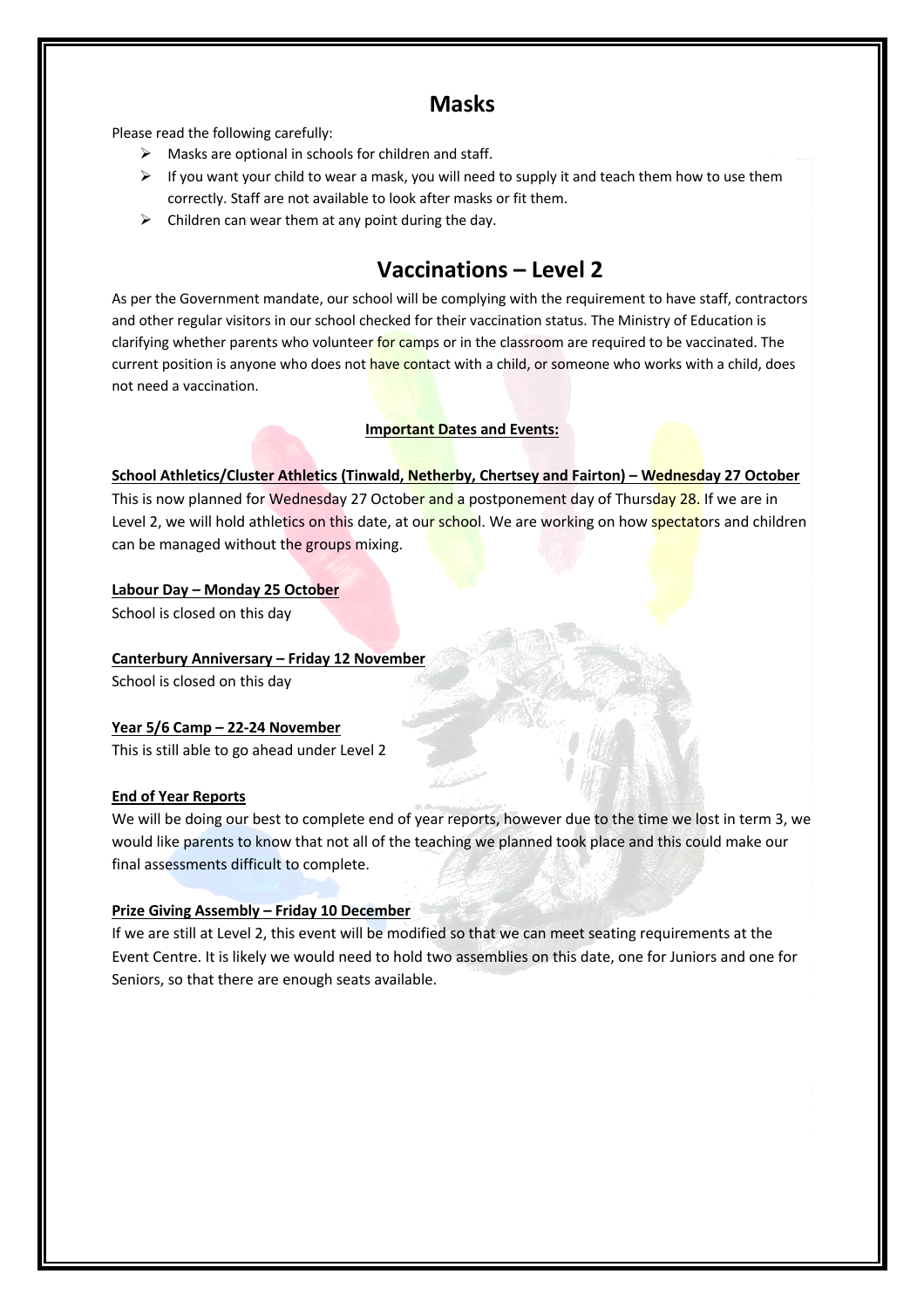## Masks

Please read the following carefully:

- Masks are optional in schools for children and staff.
- If you want your child to wear a mask, you will need to supply it and teach them how to use them correctly. Staff are not available to look after masks or fit them.
- Children can wear them at any point during the day.

## Vaccinations – Level 2

As per the Government mandate, our school will be complying with the requirement to have staff, contractors and other regular visitors in our school checked for their vaccination status. The Ministry of Education is clarifying whether parents who volunteer for camps or in the classroom are required to be vaccinated. The current position is anyone who does not have contact with a child, or someone who works with a child, does not need a vaccination.

**Important Dates and Events:**

**School Athletics/Cluster Athletics (Tinwald, Netherby, Chertsey and Fairton) – Wednesday 27 October**

This is now planned for Wednesday 27 October and a postponement day of Thursday 28. If we are in Level 2, we will hold athletics on this date, at our school. We are working on how spectators and children can be managed without the groups mixing.

**Labour Day – Monday 25 October**

School is closed on this day

**Canterbury Anniversary – Friday 12 November**

School is closed on this day

**Year 5/6 Camp – 22-24 November**

This is still able to go ahead under Level 2

**End of Year Reports**

We will be doing our best to complete end of year reports, however due to the time we lost in term 3, we would like parents to know that not all of the teaching we planned took place and this could make our final assessments difficult to complete.

**Prize Giving Assembly – Friday 10 December**

If we are still at Level 2, this event will be modified so that we can meet seating requirements at the Event Centre. It is likely we would need to hold two assemblies on this date, one for Juniors and one for Seniors, so that there are enough seats available.